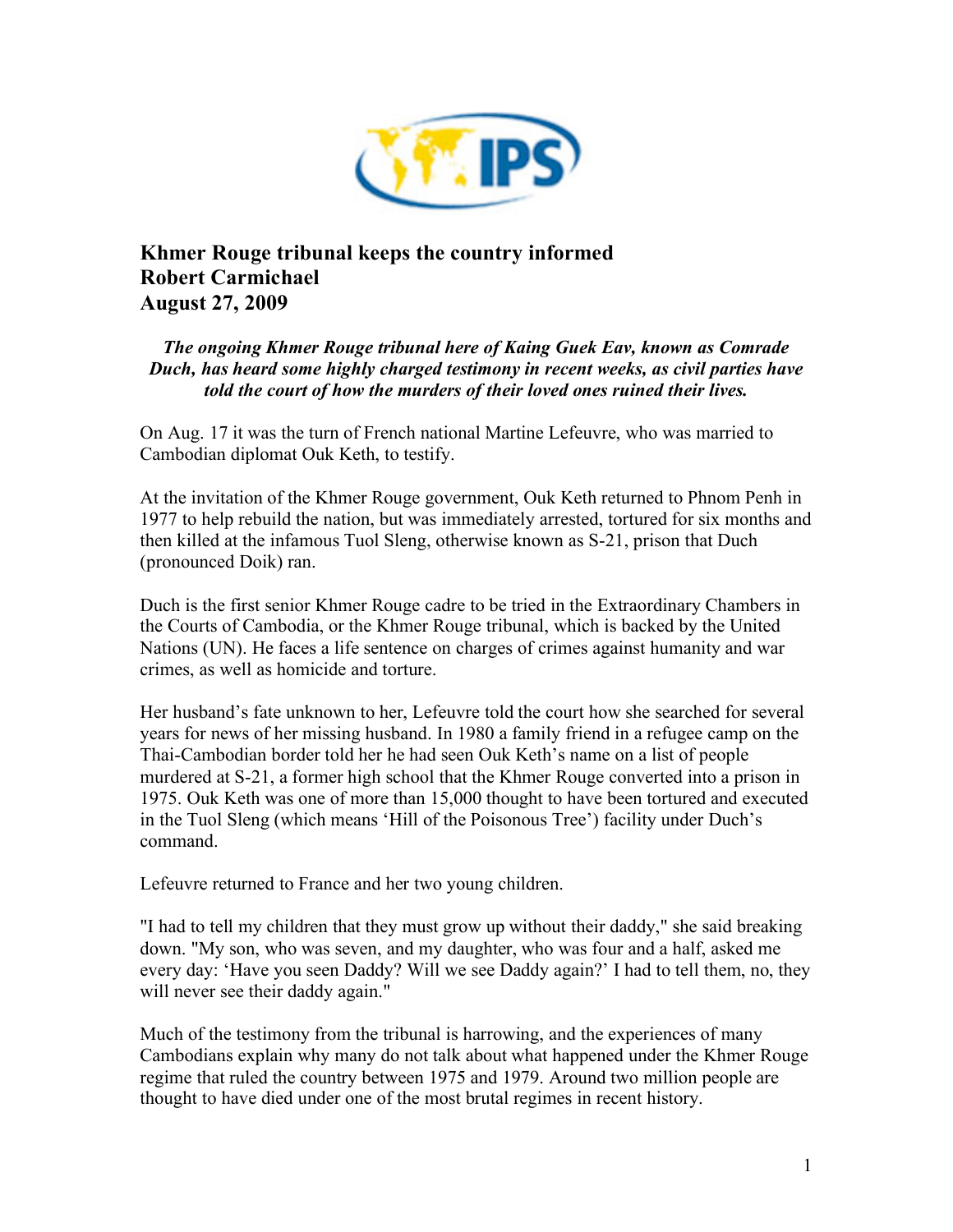# Khmer Rouge tribunal keeps the country informed
**Robert Carmichael**
**August 27, 2009**

***The ongoing Khmer Rouge tribunal here of Kaing Guek Eav, known as Comrade Duch, has heard some highly charged testimony in recent weeks, as civil parties have told the court of how the murders of their loved ones ruined their lives.***

On Aug. 17 it was the turn of French national Martine Lefeuvre, who was married to Cambodian diplomat Ouk Keth, to testify.

At the invitation of the Khmer Rouge government, Ouk Keth returned to Phnom Penh in 1977 to help rebuild the nation, but was immediately arrested, tortured for six months and then killed at the infamous Tuol Sleng, otherwise known as S-21, prison that Duch (pronounced Doik) ran.

Duch is the first senior Khmer Rouge cadre to be tried in the Extraordinary Chambers in the Courts of Cambodia, or the Khmer Rouge tribunal, which is backed by the United Nations (UN). He faces a life sentence on charges of crimes against humanity and war crimes, as well as homicide and torture.

Her husband's fate unknown to her, Lefeuvre told the court how she searched for several years for news of her missing husband. In 1980 a family friend in a refugee camp on the Thai-Cambodian border told her he had seen Ouk Keth's name on a list of people murdered at S-21, a former high school that the Khmer Rouge converted into a prison in 1975. Ouk Keth was one of more than 15,000 thought to have been tortured and executed in the Tuol Sleng (which means 'Hill of the Poisonous Tree') facility under Duch's command.

Lefeuvre returned to France and her two young children.

"I had to tell my children that they must grow up without their daddy," she said breaking down. "My son, who was seven, and my daughter, who was four and a half, asked me every day: 'Have you seen Daddy? Will we see Daddy again?' I had to tell them, no, they will never see their daddy again."

Much of the testimony from the tribunal is harrowing, and the experiences of many Cambodians explain why many do not talk about what happened under the Khmer Rouge regime that ruled the country between 1975 and 1979. Around two million people are thought to have died under one of the most brutal regimes in recent history.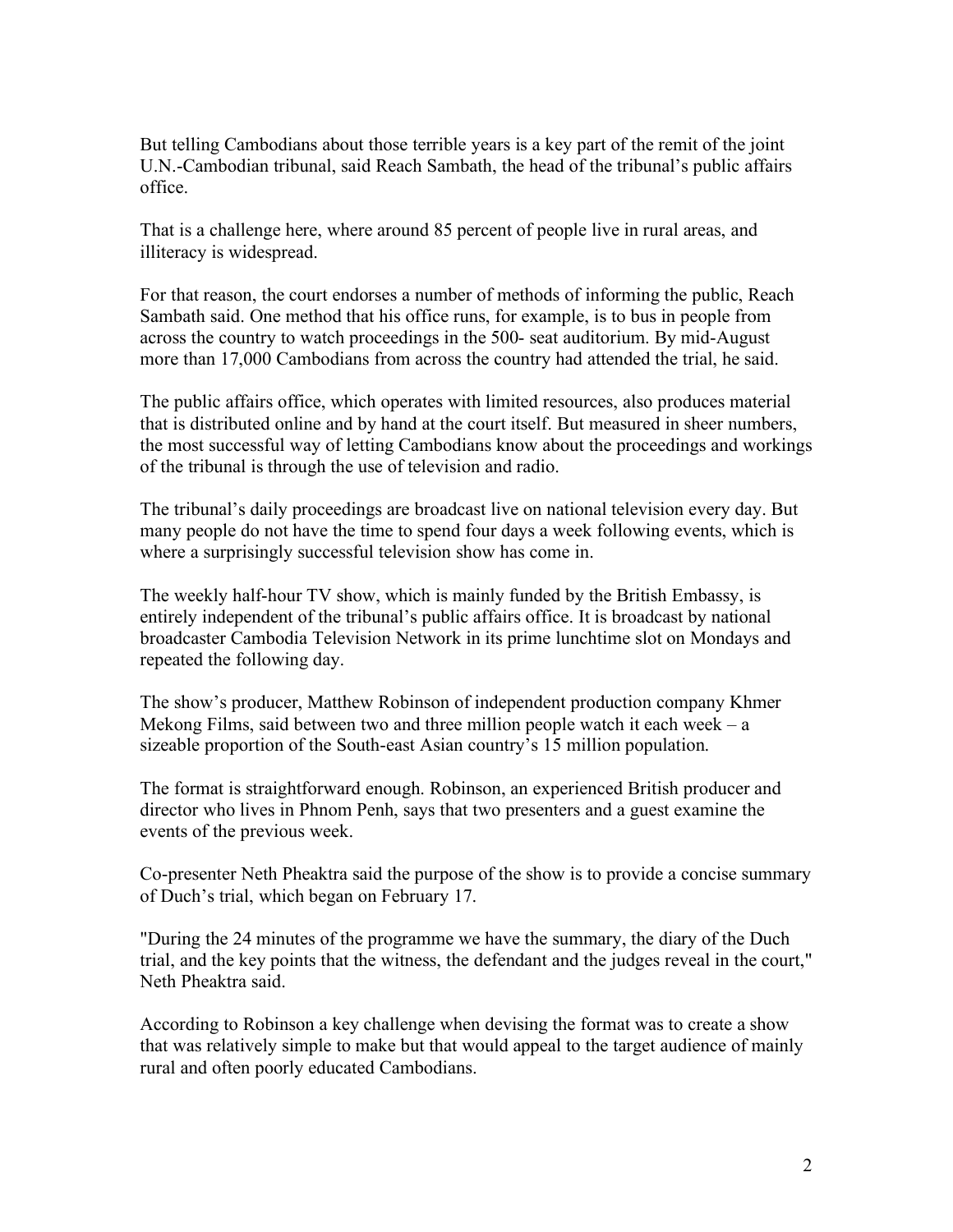But telling Cambodians about those terrible years is a key part of the remit of the joint U.N.-Cambodian tribunal, said Reach Sambath, the head of the tribunal's public affairs office.

That is a challenge here, where around 85 percent of people live in rural areas, and illiteracy is widespread.

For that reason, the court endorses a number of methods of informing the public, Reach Sambath said. One method that his office runs, for example, is to bus in people from across the country to watch proceedings in the 500- seat auditorium. By mid-August more than 17,000 Cambodians from across the country had attended the trial, he said.

The public affairs office, which operates with limited resources, also produces material that is distributed online and by hand at the court itself. But measured in sheer numbers, the most successful way of letting Cambodians know about the proceedings and workings of the tribunal is through the use of television and radio.

The tribunal's daily proceedings are broadcast live on national television every day. But many people do not have the time to spend four days a week following events, which is where a surprisingly successful television show has come in.

The weekly half-hour TV show, which is mainly funded by the British Embassy, is entirely independent of the tribunal's public affairs office. It is broadcast by national broadcaster Cambodia Television Network in its prime lunchtime slot on Mondays and repeated the following day.

The show's producer, Matthew Robinson of independent production company Khmer Mekong Films, said between two and three million people watch it each week – a sizeable proportion of the South-east Asian country's 15 million population.

The format is straightforward enough. Robinson, an experienced British producer and director who lives in Phnom Penh, says that two presenters and a guest examine the events of the previous week.

Co-presenter Neth Pheaktra said the purpose of the show is to provide a concise summary of Duch's trial, which began on February 17.

"During the 24 minutes of the programme we have the summary, the diary of the Duch trial, and the key points that the witness, the defendant and the judges reveal in the court," Neth Pheaktra said.

According to Robinson a key challenge when devising the format was to create a show that was relatively simple to make but that would appeal to the target audience of mainly rural and often poorly educated Cambodians.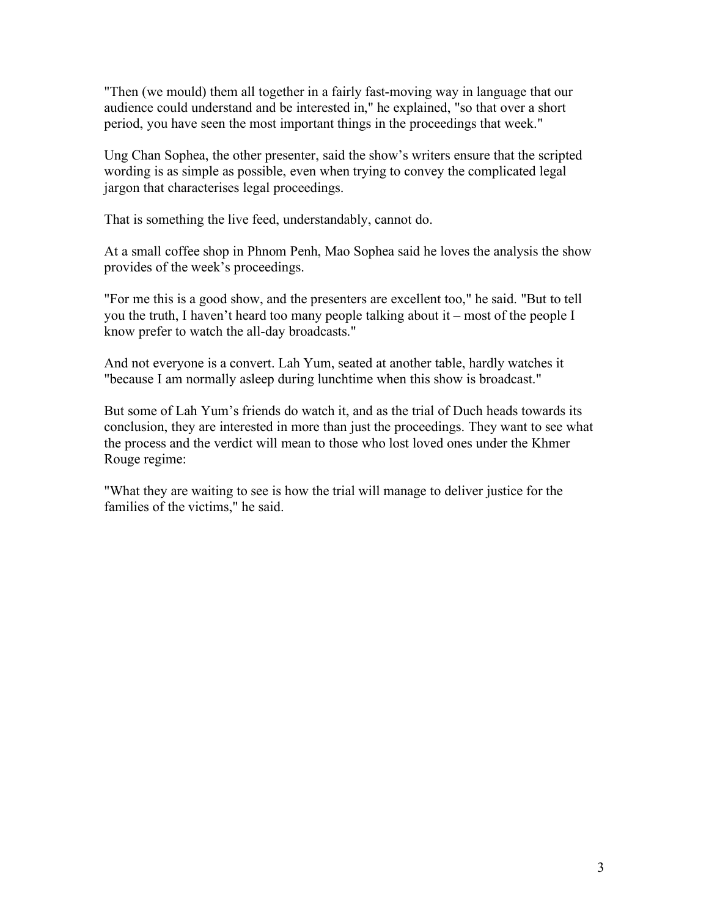"Then (we mould) them all together in a fairly fast-moving way in language that our audience could understand and be interested in," he explained, "so that over a short period, you have seen the most important things in the proceedings that week."

Ung Chan Sophea, the other presenter, said the show's writers ensure that the scripted wording is as simple as possible, even when trying to convey the complicated legal jargon that characterises legal proceedings.

That is something the live feed, understandably, cannot do.

At a small coffee shop in Phnom Penh, Mao Sophea said he loves the analysis the show provides of the week's proceedings.

"For me this is a good show, and the presenters are excellent too," he said. "But to tell you the truth, I haven't heard too many people talking about it – most of the people I know prefer to watch the all-day broadcasts."

And not everyone is a convert. Lah Yum, seated at another table, hardly watches it "because I am normally asleep during lunchtime when this show is broadcast."

But some of Lah Yum's friends do watch it, and as the trial of Duch heads towards its conclusion, they are interested in more than just the proceedings. They want to see what the process and the verdict will mean to those who lost loved ones under the Khmer Rouge regime:

"What they are waiting to see is how the trial will manage to deliver justice for the families of the victims," he said.